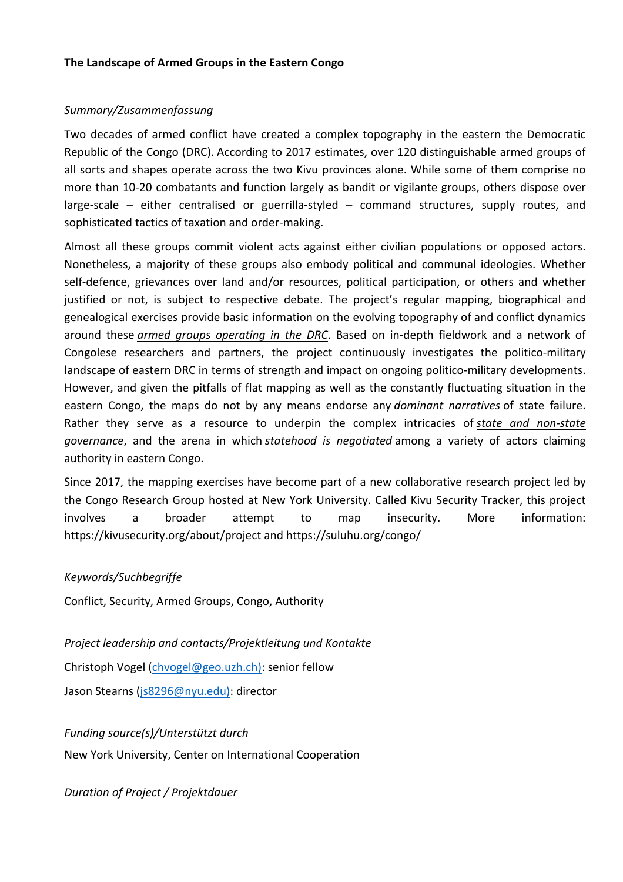**The Landscape of Armed Groups in the Eastern Congo**

*Summary/Zusammenfassung*

Two decades of armed conflict have created a complex topography in the eastern the Democratic Republic of the Congo (DRC). According to 2017 estimates, over 120 distinguishable armed groups of all sorts and shapes operate across the two Kivu provinces alone. While some of them comprise no more than 10-20 combatants and function largely as bandit or vigilante groups, others dispose over large-scale – either centralised or guerrilla-styled – command structures, supply routes, and sophisticated tactics of taxation and order-making.

Almost all these groups commit violent acts against either civilian populations or opposed actors. Nonetheless, a majority of these groups also embody political and communal ideologies. Whether self-defence, grievances over land and/or resources, political participation, or others and whether justified or not, is subject to respective debate. The project's regular mapping, biographical and genealogical exercises provide basic information on the evolving topography of and conflict dynamics around these ***armed groups operating in the DRC***. Based on in-depth fieldwork and a network of Congolese researchers and partners, the project continuously investigates the politico-military landscape of eastern DRC in terms of strength and impact on ongoing politico-military developments. However, and given the pitfalls of flat mapping as well as the constantly fluctuating situation in the eastern Congo, the maps do not by any means endorse any ***dominant narratives*** of state failure. Rather they serve as a resource to underpin the complex intricacies of ***state and non-state governance***, and the arena in which ***statehood is negotiated*** among a variety of actors claiming authority in eastern Congo.

Since 2017, the mapping exercises have become part of a new collaborative research project led by the Congo Research Group hosted at New York University. Called Kivu Security Tracker, this project involves a broader attempt to map insecurity. More information: https://kivusecurity.org/about/project and https://suluhu.org/congo/

*Keywords/Suchbegriffe*

Conflict, Security, Armed Groups, Congo, Authority

*Project leadership and contacts/Projektleitung und Kontakte*

Christoph Vogel (chvogel@geo.uzh.ch): senior fellow

Jason Stearns (js8296@nyu.edu): director

*Funding source(s)/Unterstützt durch*

New York University, Center on International Cooperation

*Duration of Project / Projektdauer*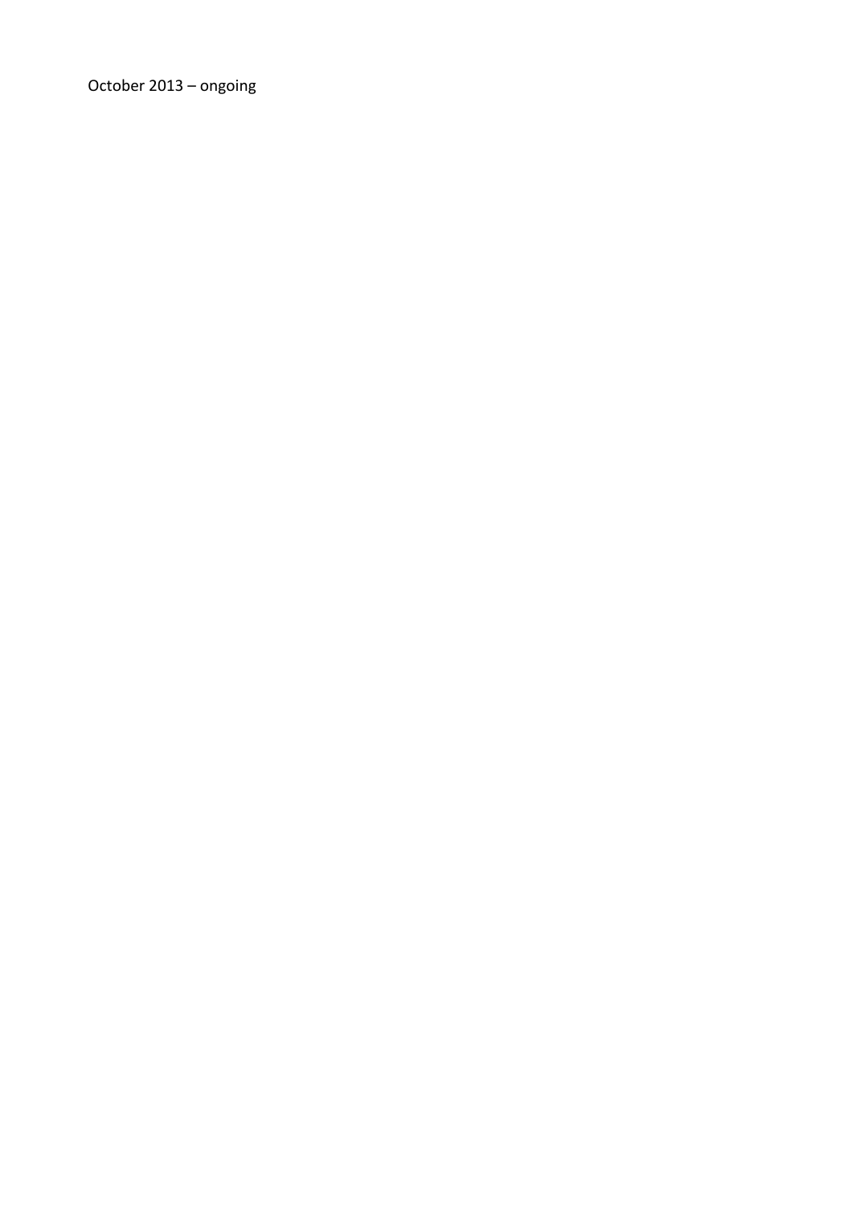October 2013 – ongoing